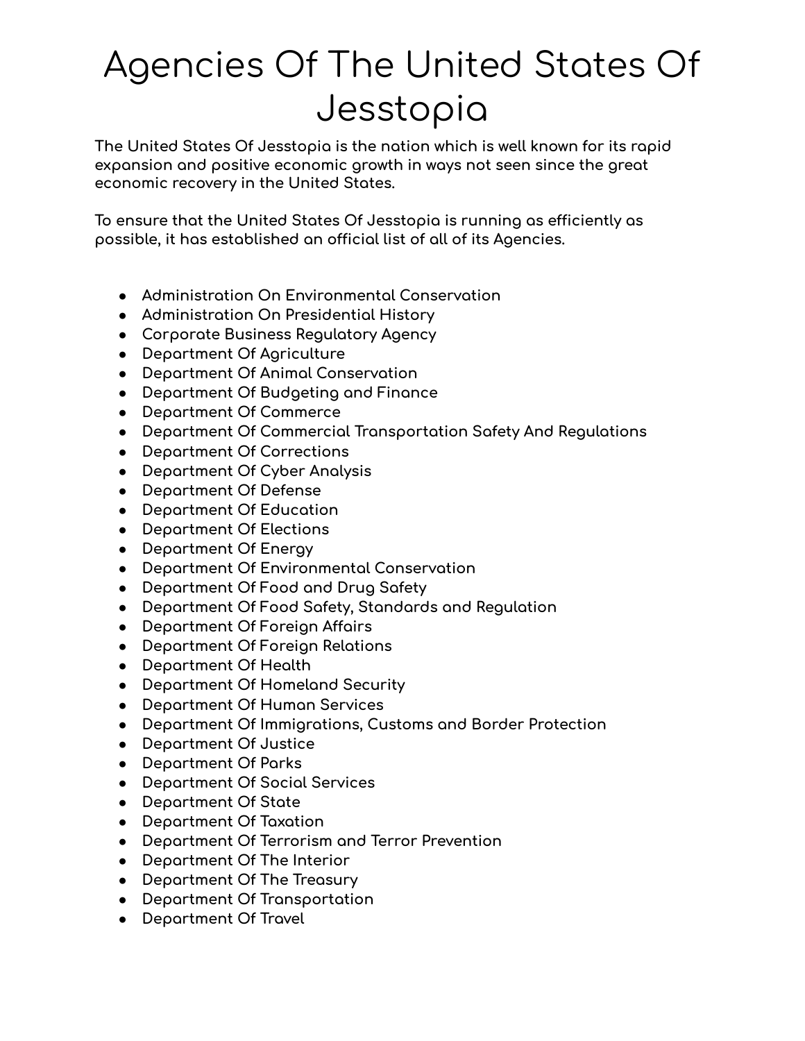# Agencies Of The United States Of Jesstopia

**The United States Of Jesstopia is the nation which is well known for its rapid expansion and positive economic growth in ways not seen since the great economic recovery in the United States.**

**To ensure that the United States Of Jesstopia is running as efficiently as possible, it has established an official list of all of its Agencies.**

- Administration On Environmental Conservation
- Administration On Presidential History
- Corporate Business Regulatory Agency
- Department Of Agriculture
- Department Of Animal Conservation
- Department Of Budgeting and Finance
- Department Of Commerce
- Department Of Commercial Transportation Safety And Regulations
- Department Of Corrections
- Department Of Cyber Analysis
- Department Of Defense
- Department Of Education
- Department Of Elections
- Department Of Energy
- Department Of Environmental Conservation
- Department Of Food and Drug Safety
- Department Of Food Safety, Standards and Regulation
- Department Of Foreign Affairs
- Department Of Foreign Relations
- Department Of Health
- Department Of Homeland Security
- Department Of Human Services
- Department Of Immigrations, Customs and Border Protection
- Department Of Justice
- Department Of Parks
- Department Of Social Services
- Department Of State
- Department Of Taxation
- Department Of Terrorism and Terror Prevention
- Department Of The Interior
- Department Of The Treasury
- Department Of Transportation
- Department Of Travel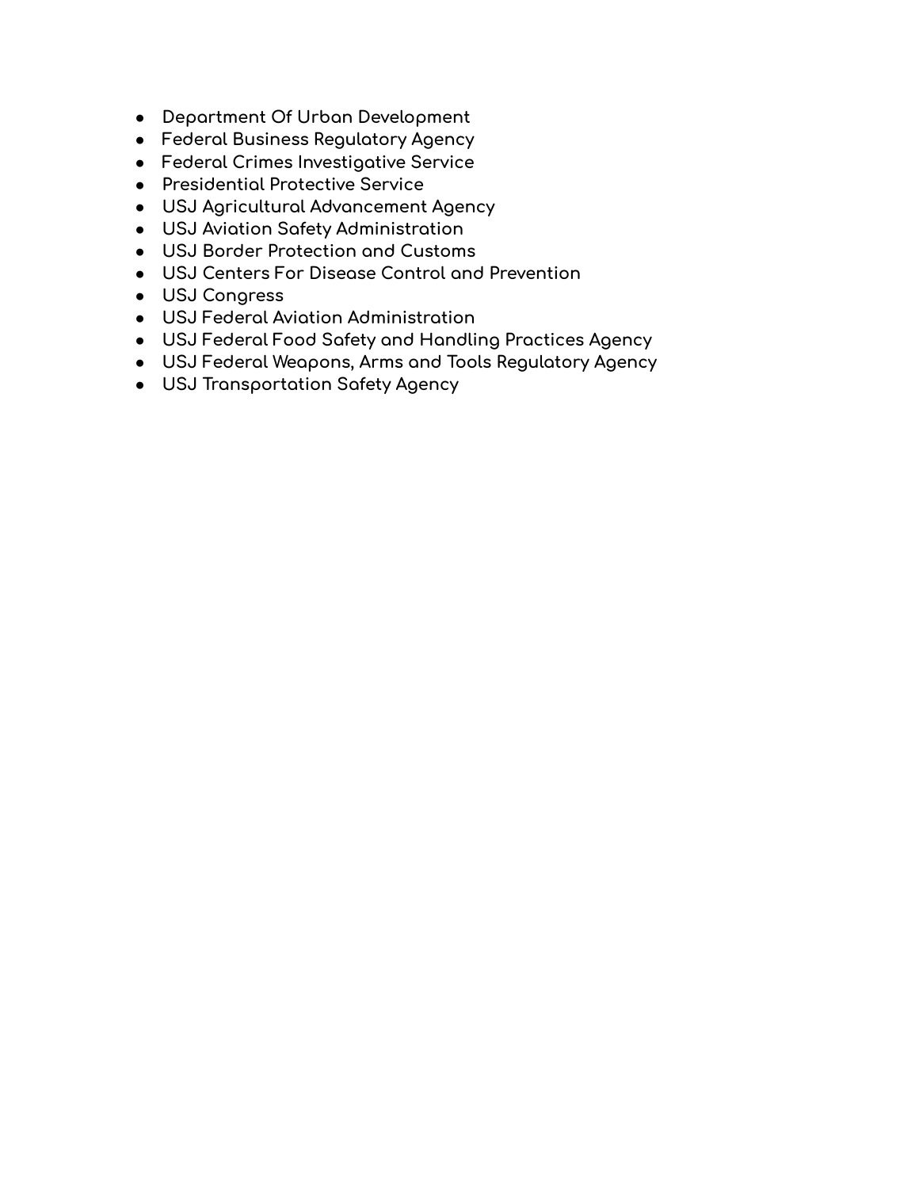- **Department Of Urban Development**
- **Federal Business Regulatory Agency**
- **Federal Crimes Investigative Service**
- **Presidential Protective Service**
- **USJ Agricultural Advancement Agency**
- **USJ Aviation Safety Administration**
- **USJ Border Protection and Customs**
- **USJ Centers For Disease Control and Prevention**
- **USJ Congress**
- **USJ Federal Aviation Administration**
- **USJ Federal Food Safety and Handling Practices Agency**
- **USJ Federal Weapons, Arms and Tools Regulatory Agency**
- **USJ Transportation Safety Agency**